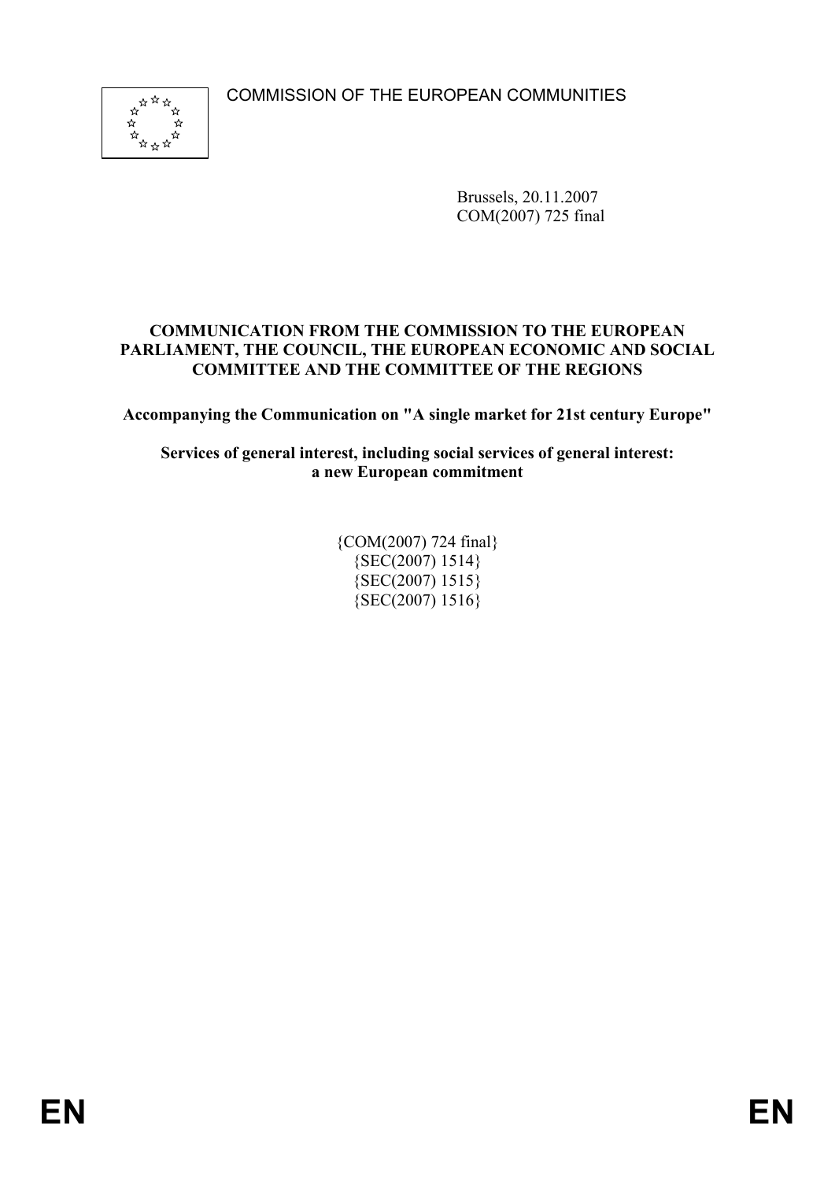COMMISSION OF THE EUROPEAN COMMUNITIES

Brussels, 20.11.2007
COM(2007) 725 final

**COMMUNICATION FROM THE COMMISSION TO THE EUROPEAN PARLIAMENT, THE COUNCIL, THE EUROPEAN ECONOMIC AND SOCIAL COMMITTEE AND THE COMMITTEE OF THE REGIONS**

**Accompanying the Communication on "A single market for 21st century Europe"**

**Services of general interest, including social services of general interest: a new European commitment**

{COM(2007) 724 final}
{SEC(2007) 1514}
{SEC(2007) 1515}
{SEC(2007) 1516}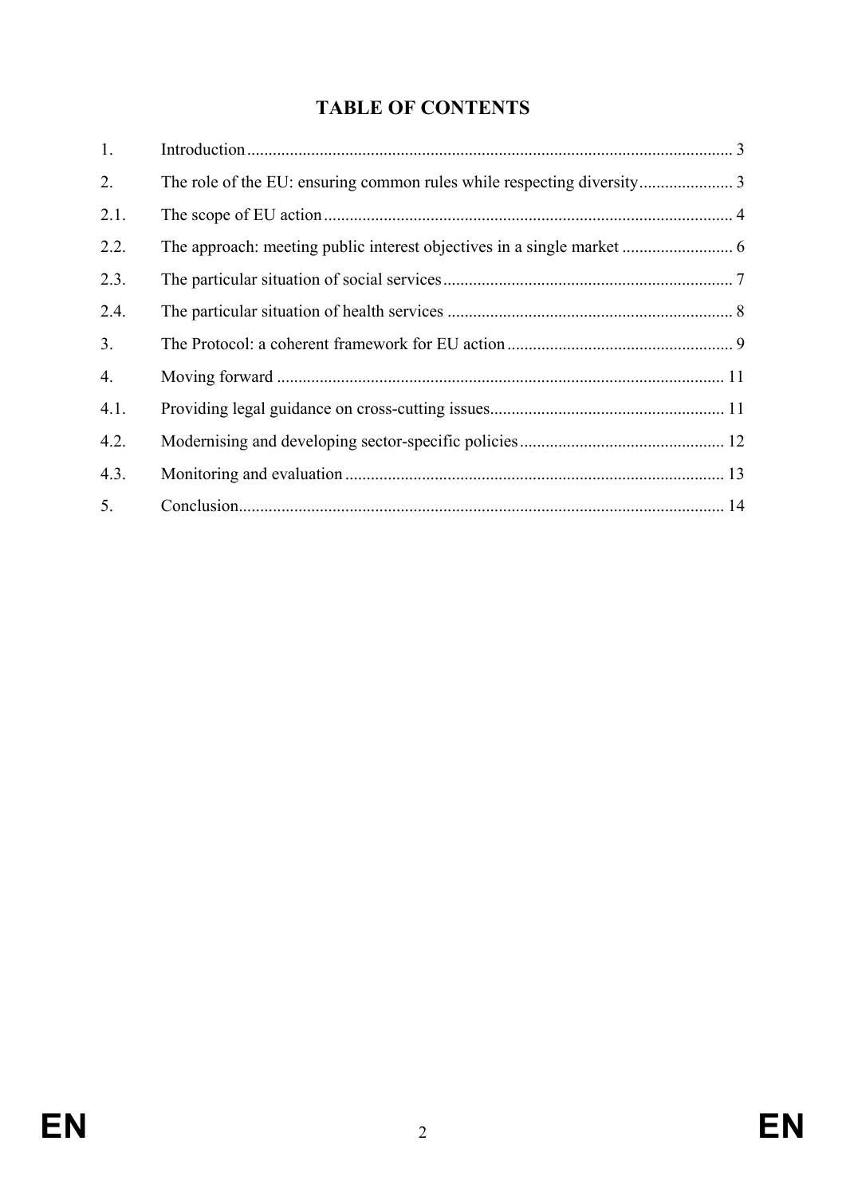## TABLE OF CONTENTS

| | | |
|---|---|---|
| 1. | Introduction | 3 |
| 2. | The role of the EU: ensuring common rules while respecting diversity | 3 |
| 2.1. | The scope of EU action | 4 |
| 2.2. | The approach: meeting public interest objectives in a single market | 6 |
| 2.3. | The particular situation of social services | 7 |
| 2.4. | The particular situation of health services | 8 |
| 3. | The Protocol: a coherent framework for EU action | 9 |
| 4. | Moving forward | 11 |
| 4.1. | Providing legal guidance on cross-cutting issues | 11 |
| 4.2. | Modernising and developing sector-specific policies | 12 |
| 4.3. | Monitoring and evaluation | 13 |
| 5. | Conclusion | 14 |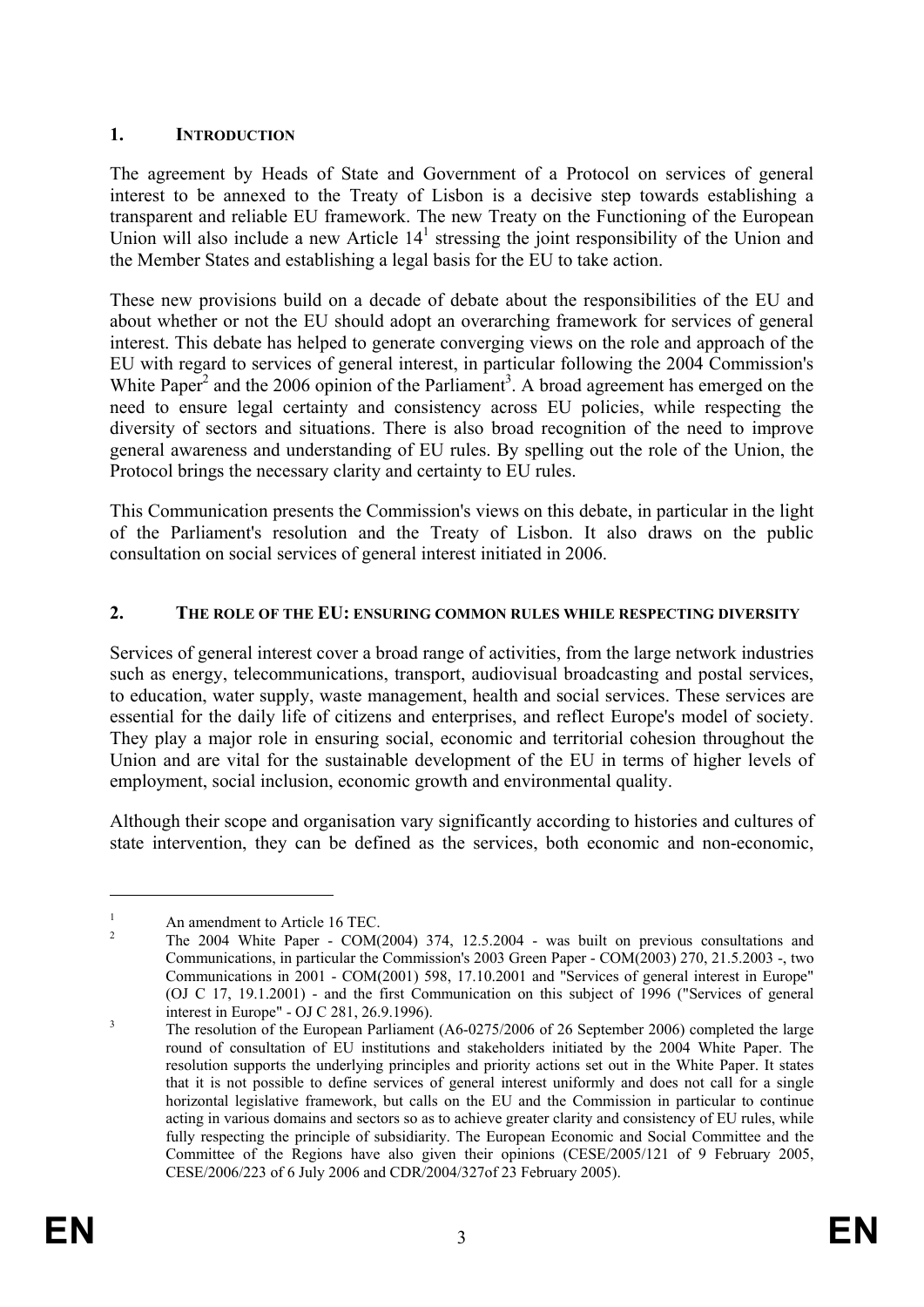## 1. INTRODUCTION

The agreement by Heads of State and Government of a Protocol on services of general interest to be annexed to the Treaty of Lisbon is a decisive step towards establishing a transparent and reliable EU framework. The new Treaty on the Functioning of the European Union will also include a new Article 14[1] stressing the joint responsibility of the Union and the Member States and establishing a legal basis for the EU to take action.

These new provisions build on a decade of debate about the responsibilities of the EU and about whether or not the EU should adopt an overarching framework for services of general interest. This debate has helped to generate converging views on the role and approach of the EU with regard to services of general interest, in particular following the 2004 Commission's White Paper[2] and the 2006 opinion of the Parliament[3]. A broad agreement has emerged on the need to ensure legal certainty and consistency across EU policies, while respecting the diversity of sectors and situations. There is also broad recognition of the need to improve general awareness and understanding of EU rules. By spelling out the role of the Union, the Protocol brings the necessary clarity and certainty to EU rules.

This Communication presents the Commission's views on this debate, in particular in the light of the Parliament's resolution and the Treaty of Lisbon. It also draws on the public consultation on social services of general interest initiated in 2006.

## 2. THE ROLE OF THE EU: ENSURING COMMON RULES WHILE RESPECTING DIVERSITY

Services of general interest cover a broad range of activities, from the large network industries such as energy, telecommunications, transport, audiovisual broadcasting and postal services, to education, water supply, waste management, health and social services. These services are essential for the daily life of citizens and enterprises, and reflect Europe's model of society. They play a major role in ensuring social, economic and territorial cohesion throughout the Union and are vital for the sustainable development of the EU in terms of higher levels of employment, social inclusion, economic growth and environmental quality.

Although their scope and organisation vary significantly according to histories and cultures of state intervention, they can be defined as the services, both economic and non-economic,

---

[1] An amendment to Article 16 TEC.

[2] The 2004 White Paper - COM(2004) 374, 12.5.2004 - was built on previous consultations and Communications, in particular the Commission's 2003 Green Paper - COM(2003) 270, 21.5.2003 -, two Communications in 2001 - COM(2001) 598, 17.10.2001 and "Services of general interest in Europe" (OJ C 17, 19.1.2001) - and the first Communication on this subject of 1996 ("Services of general interest in Europe" - OJ C 281, 26.9.1996).

[3] The resolution of the European Parliament (A6-0275/2006 of 26 September 2006) completed the large round of consultation of EU institutions and stakeholders initiated by the 2004 White Paper. The resolution supports the underlying principles and priority actions set out in the White Paper. It states that it is not possible to define services of general interest uniformly and does not call for a single horizontal legislative framework, but calls on the EU and the Commission in particular to continue acting in various domains and sectors so as to achieve greater clarity and consistency of EU rules, while fully respecting the principle of subsidiarity. The European Economic and Social Committee and the Committee of the Regions have also given their opinions (CESE/2005/121 of 9 February 2005, CESE/2006/223 of 6 July 2006 and CDR/2004/327of 23 February 2005).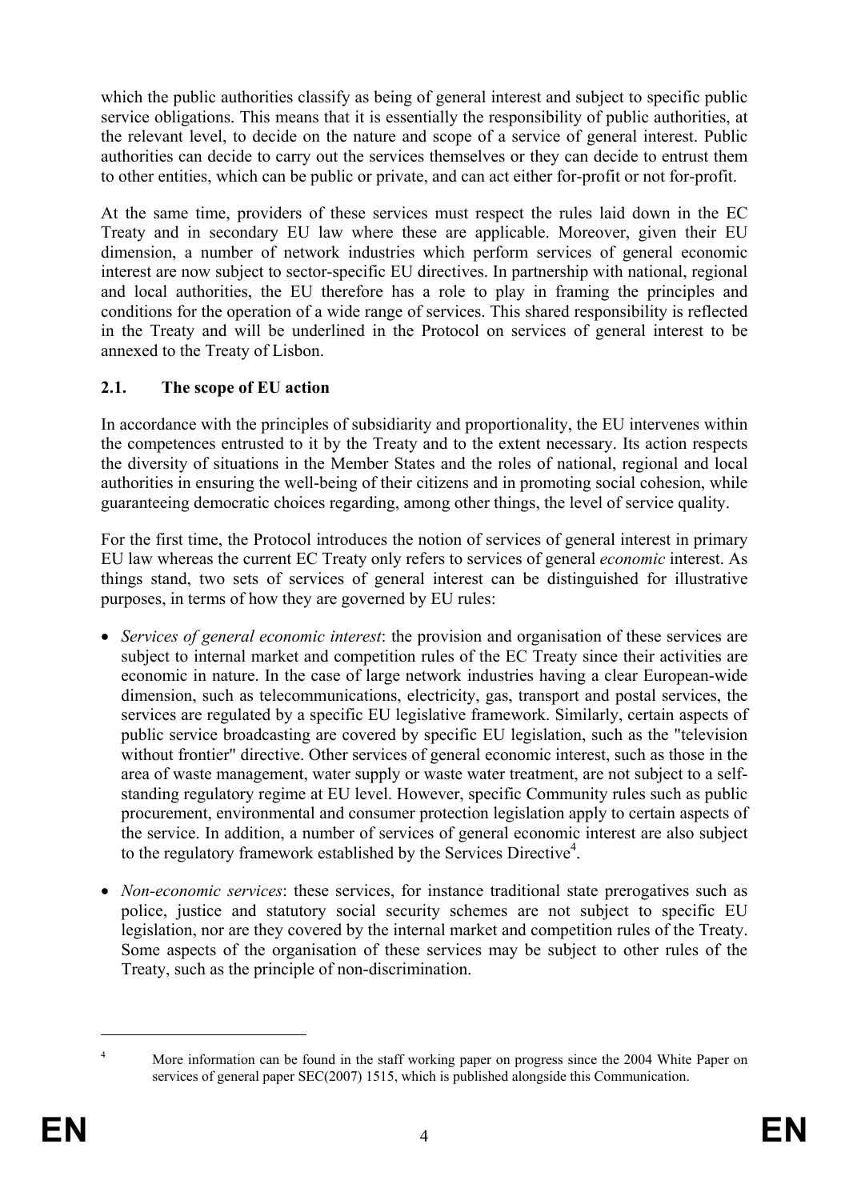which the public authorities classify as being of general interest and subject to specific public service obligations. This means that it is essentially the responsibility of public authorities, at the relevant level, to decide on the nature and scope of a service of general interest. Public authorities can decide to carry out the services themselves or they can decide to entrust them to other entities, which can be public or private, and can act either for-profit or not for-profit.

At the same time, providers of these services must respect the rules laid down in the EC Treaty and in secondary EU law where these are applicable. Moreover, given their EU dimension, a number of network industries which perform services of general economic interest are now subject to sector-specific EU directives. In partnership with national, regional and local authorities, the EU therefore has a role to play in framing the principles and conditions for the operation of a wide range of services. This shared responsibility is reflected in the Treaty and will be underlined in the Protocol on services of general interest to be annexed to the Treaty of Lisbon.

### 2.1. The scope of EU action

In accordance with the principles of subsidiarity and proportionality, the EU intervenes within the competences entrusted to it by the Treaty and to the extent necessary. Its action respects the diversity of situations in the Member States and the roles of national, regional and local authorities in ensuring the well-being of their citizens and in promoting social cohesion, while guaranteeing democratic choices regarding, among other things, the level of service quality.

For the first time, the Protocol introduces the notion of services of general interest in primary EU law whereas the current EC Treaty only refers to services of general *economic* interest. As things stand, two sets of services of general interest can be distinguished for illustrative purposes, in terms of how they are governed by EU rules:

- *Services of general economic interest*: the provision and organisation of these services are subject to internal market and competition rules of the EC Treaty since their activities are economic in nature. In the case of large network industries having a clear European-wide dimension, such as telecommunications, electricity, gas, transport and postal services, the services are regulated by a specific EU legislative framework. Similarly, certain aspects of public service broadcasting are covered by specific EU legislation, such as the "television without frontier" directive. Other services of general economic interest, such as those in the area of waste management, water supply or waste water treatment, are not subject to a self-standing regulatory regime at EU level. However, specific Community rules such as public procurement, environmental and consumer protection legislation apply to certain aspects of the service. In addition, a number of services of general economic interest are also subject to the regulatory framework established by the Services Directive[4].

- *Non-economic services*: these services, for instance traditional state prerogatives such as police, justice and statutory social security schemes are not subject to specific EU legislation, nor are they covered by the internal market and competition rules of the Treaty. Some aspects of the organisation of these services may be subject to other rules of the Treaty, such as the principle of non-discrimination.

[4] More information can be found in the staff working paper on progress since the 2004 White Paper on services of general paper SEC(2007) 1515, which is published alongside this Communication.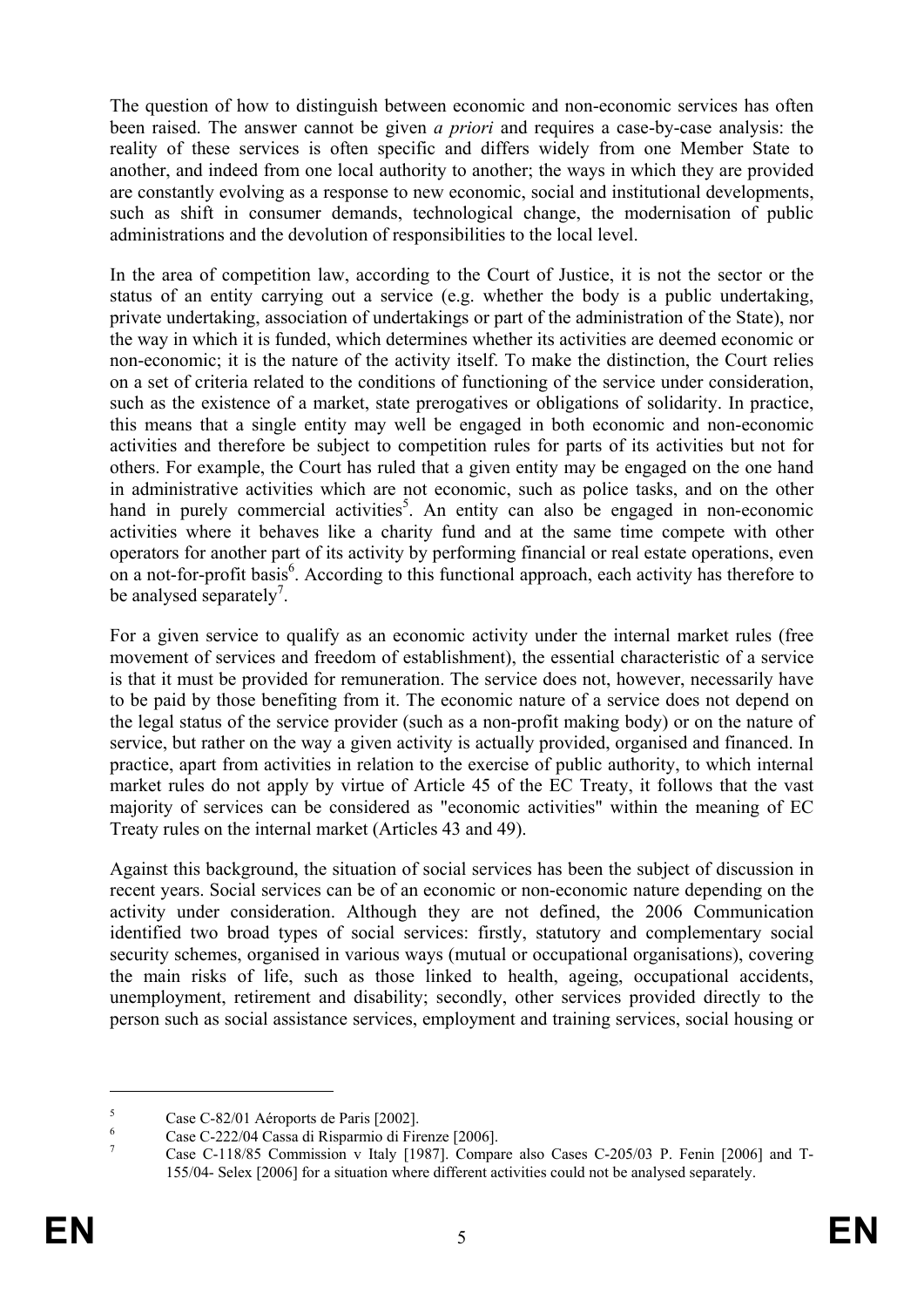The question of how to distinguish between economic and non-economic services has often been raised. The answer cannot be given *a priori* and requires a case-by-case analysis: the reality of these services is often specific and differs widely from one Member State to another, and indeed from one local authority to another; the ways in which they are provided are constantly evolving as a response to new economic, social and institutional developments, such as shift in consumer demands, technological change, the modernisation of public administrations and the devolution of responsibilities to the local level.

In the area of competition law, according to the Court of Justice, it is not the sector or the status of an entity carrying out a service (e.g. whether the body is a public undertaking, private undertaking, association of undertakings or part of the administration of the State), nor the way in which it is funded, which determines whether its activities are deemed economic or non-economic; it is the nature of the activity itself. To make the distinction, the Court relies on a set of criteria related to the conditions of functioning of the service under consideration, such as the existence of a market, state prerogatives or obligations of solidarity. In practice, this means that a single entity may well be engaged in both economic and non-economic activities and therefore be subject to competition rules for parts of its activities but not for others. For example, the Court has ruled that a given entity may be engaged on the one hand in administrative activities which are not economic, such as police tasks, and on the other hand in purely commercial activities[5]. An entity can also be engaged in non-economic activities where it behaves like a charity fund and at the same time compete with other operators for another part of its activity by performing financial or real estate operations, even on a not-for-profit basis[6]. According to this functional approach, each activity has therefore to be analysed separately[7].

For a given service to qualify as an economic activity under the internal market rules (free movement of services and freedom of establishment), the essential characteristic of a service is that it must be provided for remuneration. The service does not, however, necessarily have to be paid by those benefiting from it. The economic nature of a service does not depend on the legal status of the service provider (such as a non-profit making body) or on the nature of service, but rather on the way a given activity is actually provided, organised and financed. In practice, apart from activities in relation to the exercise of public authority, to which internal market rules do not apply by virtue of Article 45 of the EC Treaty, it follows that the vast majority of services can be considered as "economic activities" within the meaning of EC Treaty rules on the internal market (Articles 43 and 49).

Against this background, the situation of social services has been the subject of discussion in recent years. Social services can be of an economic or non-economic nature depending on the activity under consideration. Although they are not defined, the 2006 Communication identified two broad types of social services: firstly, statutory and complementary social security schemes, organised in various ways (mutual or occupational organisations), covering the main risks of life, such as those linked to health, ageing, occupational accidents, unemployment, retirement and disability; secondly, other services provided directly to the person such as social assistance services, employment and training services, social housing or

[5] Case C-82/01 Aéroports de Paris [2002].

[6] Case C-222/04 Cassa di Risparmio di Firenze [2006].

[7] Case C-118/85 Commission v Italy [1987]. Compare also Cases C-205/03 P. Fenin [2006] and T-155/04- Selex [2006] for a situation where different activities could not be analysed separately.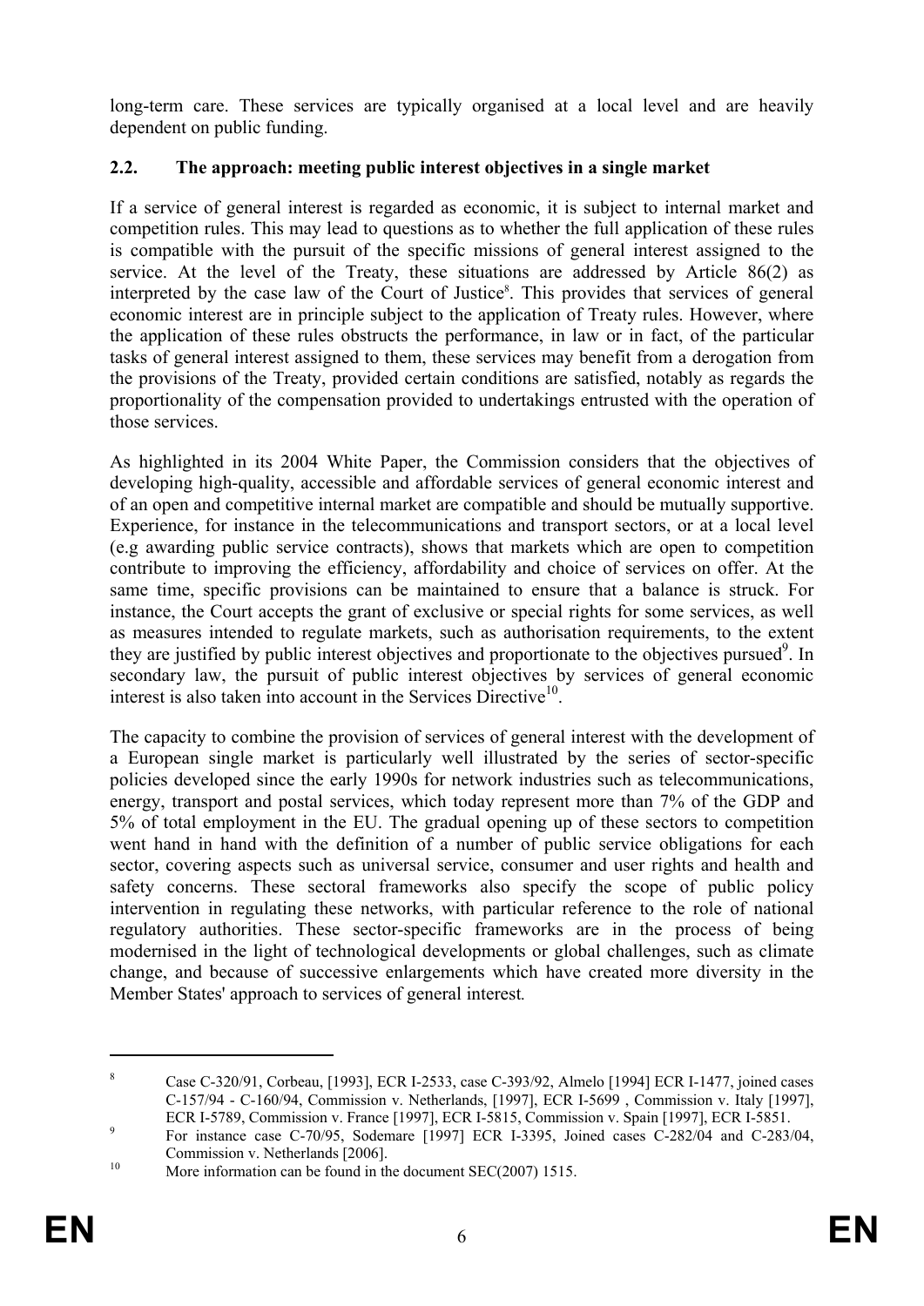long-term care. These services are typically organised at a local level and are heavily dependent on public funding.

## 2.2. The approach: meeting public interest objectives in a single market

If a service of general interest is regarded as economic, it is subject to internal market and competition rules. This may lead to questions as to whether the full application of these rules is compatible with the pursuit of the specific missions of general interest assigned to the service. At the level of the Treaty, these situations are addressed by Article 86(2) as interpreted by the case law of the Court of Justice[8]. This provides that services of general economic interest are in principle subject to the application of Treaty rules. However, where the application of these rules obstructs the performance, in law or in fact, of the particular tasks of general interest assigned to them, these services may benefit from a derogation from the provisions of the Treaty, provided certain conditions are satisfied, notably as regards the proportionality of the compensation provided to undertakings entrusted with the operation of those services.

As highlighted in its 2004 White Paper, the Commission considers that the objectives of developing high-quality, accessible and affordable services of general economic interest and of an open and competitive internal market are compatible and should be mutually supportive. Experience, for instance in the telecommunications and transport sectors, or at a local level (e.g awarding public service contracts), shows that markets which are open to competition contribute to improving the efficiency, affordability and choice of services on offer. At the same time, specific provisions can be maintained to ensure that a balance is struck. For instance, the Court accepts the grant of exclusive or special rights for some services, as well as measures intended to regulate markets, such as authorisation requirements, to the extent they are justified by public interest objectives and proportionate to the objectives pursued[9]. In secondary law, the pursuit of public interest objectives by services of general economic interest is also taken into account in the Services Directive[10].

The capacity to combine the provision of services of general interest with the development of a European single market is particularly well illustrated by the series of sector-specific policies developed since the early 1990s for network industries such as telecommunications, energy, transport and postal services, which today represent more than 7% of the GDP and 5% of total employment in the EU. The gradual opening up of these sectors to competition went hand in hand with the definition of a number of public service obligations for each sector, covering aspects such as universal service, consumer and user rights and health and safety concerns. These sectoral frameworks also specify the scope of public policy intervention in regulating these networks, with particular reference to the role of national regulatory authorities. These sector-specific frameworks are in the process of being modernised in the light of technological developments or global challenges, such as climate change, and because of successive enlargements which have created more diversity in the Member States' approach to services of general interest.

---

[8] Case C-320/91, Corbeau, [1993], ECR I-2533, case C-393/92, Almelo [1994] ECR I-1477, joined cases C-157/94 - C-160/94, Commission v. Netherlands, [1997], ECR I-5699 , Commission v. Italy [1997], ECR I-5789, Commission v. France [1997], ECR I-5815, Commission v. Spain [1997], ECR I-5851.

[9] For instance case C-70/95, Sodemare [1997] ECR I-3395, Joined cases C-282/04 and C-283/04, Commission v. Netherlands [2006].

[10] More information can be found in the document SEC(2007) 1515.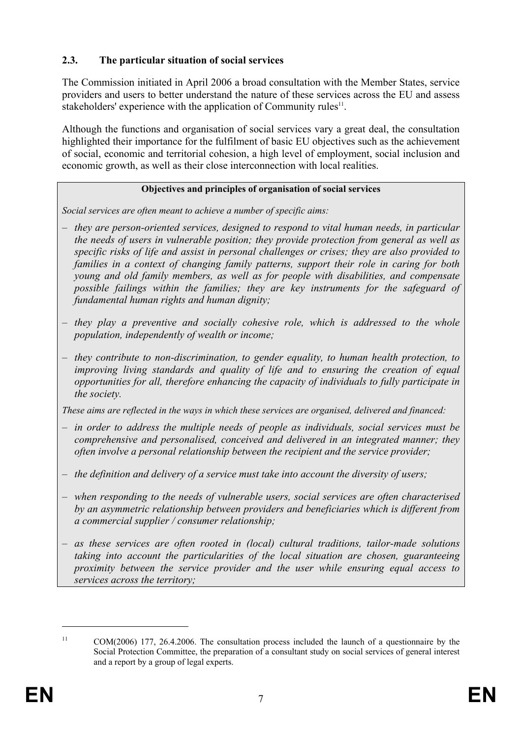### 2.3. The particular situation of social services

The Commission initiated in April 2006 a broad consultation with the Member States, service providers and users to better understand the nature of these services across the EU and assess stakeholders' experience with the application of Community rules[11].

Although the functions and organisation of social services vary a great deal, the consultation highlighted their importance for the fulfilment of basic EU objectives such as the achievement of social, economic and territorial cohesion, a high level of employment, social inclusion and economic growth, as well as their close interconnection with local realities.

**Objectives and principles of organisation of social services**

*Social services are often meant to achieve a number of specific aims:*

- *they are person-oriented services, designed to respond to vital human needs, in particular the needs of users in vulnerable position; they provide protection from general as well as specific risks of life and assist in personal challenges or crises; they are also provided to families in a context of changing family patterns, support their role in caring for both young and old family members, as well as for people with disabilities, and compensate possible failings within the families; they are key instruments for the safeguard of fundamental human rights and human dignity;*
- *they play a preventive and socially cohesive role, which is addressed to the whole population, independently of wealth or income;*
- *they contribute to non-discrimination, to gender equality, to human health protection, to improving living standards and quality of life and to ensuring the creation of equal opportunities for all, therefore enhancing the capacity of individuals to fully participate in the society.*

*These aims are reflected in the ways in which these services are organised, delivered and financed:*

- *in order to address the multiple needs of people as individuals, social services must be comprehensive and personalised, conceived and delivered in an integrated manner; they often involve a personal relationship between the recipient and the service provider;*
- *the definition and delivery of a service must take into account the diversity of users;*
- *when responding to the needs of vulnerable users, social services are often characterised by an asymmetric relationship between providers and beneficiaries which is different from a commercial supplier / consumer relationship;*
- *as these services are often rooted in (local) cultural traditions, tailor-made solutions taking into account the particularities of the local situation are chosen, guaranteeing proximity between the service provider and the user while ensuring equal access to services across the territory;*

---

[11] COM(2006) 177, 26.4.2006. The consultation process included the launch of a questionnaire by the Social Protection Committee, the preparation of a consultant study on social services of general interest and a report by a group of legal experts.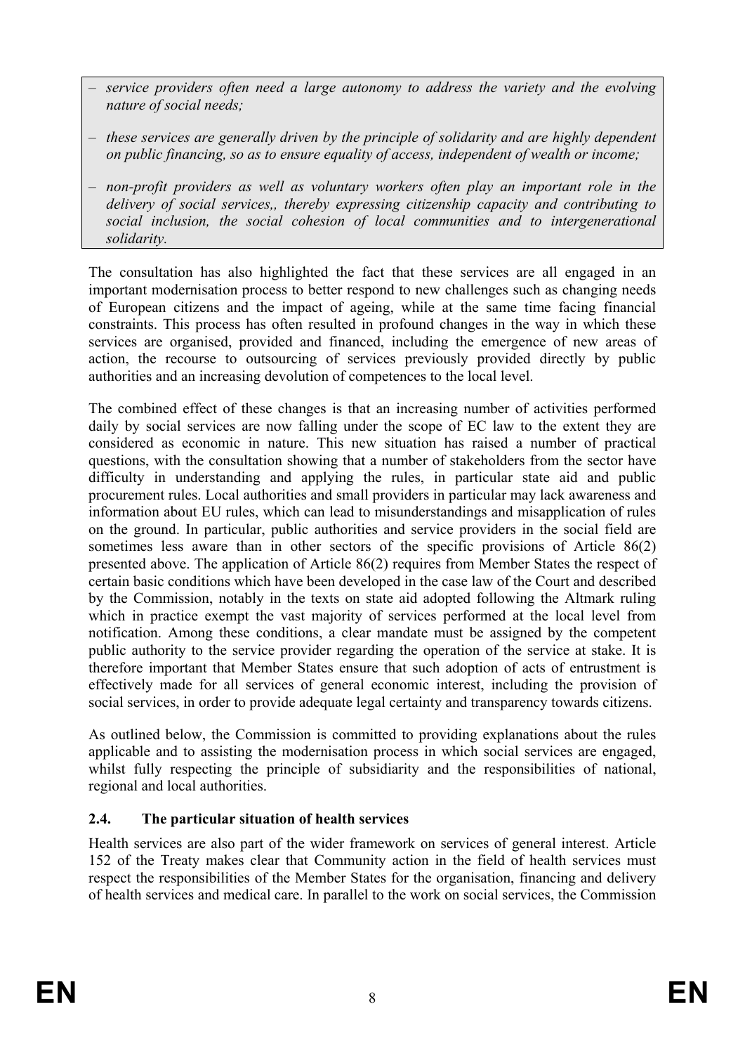- *service providers often need a large autonomy to address the variety and the evolving nature of social needs;*
- *these services are generally driven by the principle of solidarity and are highly dependent on public financing, so as to ensure equality of access, independent of wealth or income;*
- *non-profit providers as well as voluntary workers often play an important role in the delivery of social services,, thereby expressing citizenship capacity and contributing to social inclusion, the social cohesion of local communities and to intergenerational solidarity.*

The consultation has also highlighted the fact that these services are all engaged in an important modernisation process to better respond to new challenges such as changing needs of European citizens and the impact of ageing, while at the same time facing financial constraints. This process has often resulted in profound changes in the way in which these services are organised, provided and financed, including the emergence of new areas of action, the recourse to outsourcing of services previously provided directly by public authorities and an increasing devolution of competences to the local level.

The combined effect of these changes is that an increasing number of activities performed daily by social services are now falling under the scope of EC law to the extent they are considered as economic in nature. This new situation has raised a number of practical questions, with the consultation showing that a number of stakeholders from the sector have difficulty in understanding and applying the rules, in particular state aid and public procurement rules. Local authorities and small providers in particular may lack awareness and information about EU rules, which can lead to misunderstandings and misapplication of rules on the ground. In particular, public authorities and service providers in the social field are sometimes less aware than in other sectors of the specific provisions of Article 86(2) presented above. The application of Article 86(2) requires from Member States the respect of certain basic conditions which have been developed in the case law of the Court and described by the Commission, notably in the texts on state aid adopted following the Altmark ruling which in practice exempt the vast majority of services performed at the local level from notification. Among these conditions, a clear mandate must be assigned by the competent public authority to the service provider regarding the operation of the service at stake. It is therefore important that Member States ensure that such adoption of acts of entrustment is effectively made for all services of general economic interest, including the provision of social services, in order to provide adequate legal certainty and transparency towards citizens.

As outlined below, the Commission is committed to providing explanations about the rules applicable and to assisting the modernisation process in which social services are engaged, whilst fully respecting the principle of subsidiarity and the responsibilities of national, regional and local authorities.

### 2.4. The particular situation of health services

Health services are also part of the wider framework on services of general interest. Article 152 of the Treaty makes clear that Community action in the field of health services must respect the responsibilities of the Member States for the organisation, financing and delivery of health services and medical care. In parallel to the work on social services, the Commission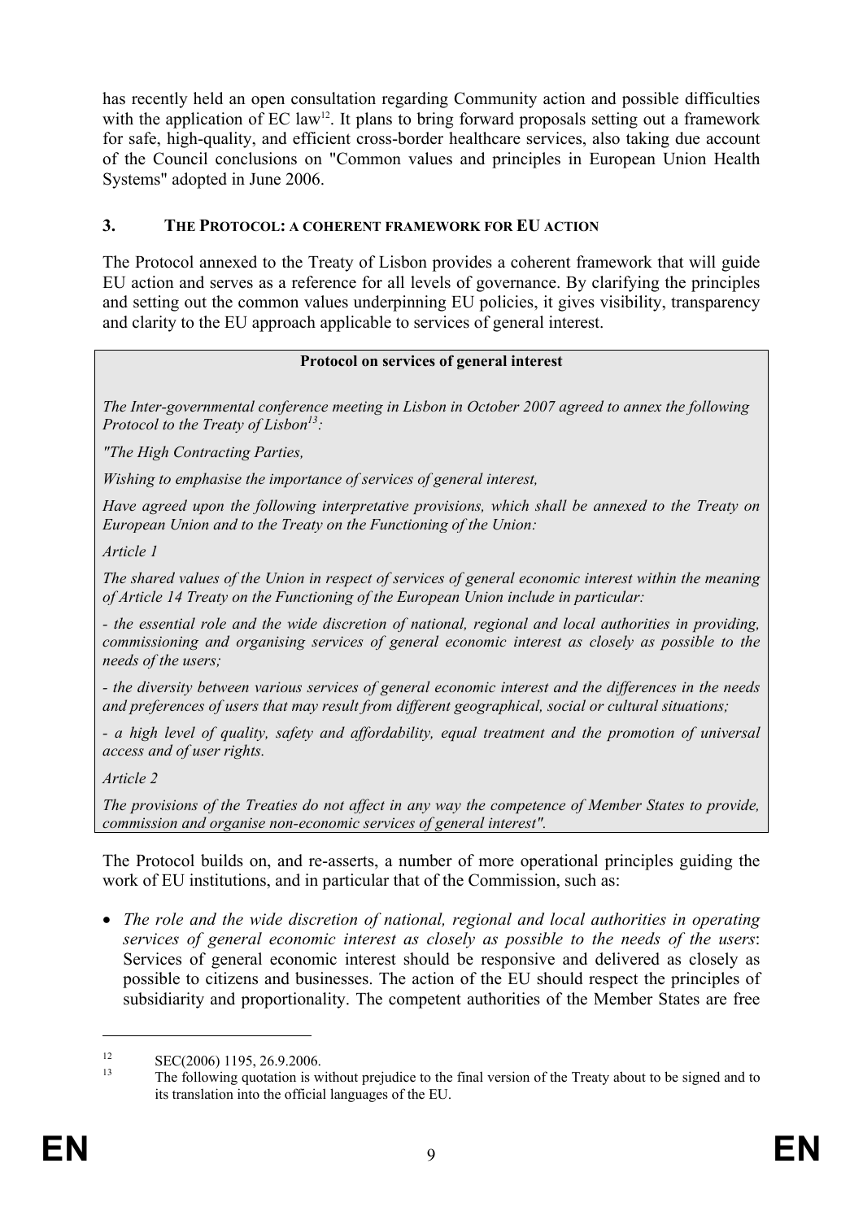has recently held an open consultation regarding Community action and possible difficulties with the application of EC law[12]. It plans to bring forward proposals setting out a framework for safe, high-quality, and efficient cross-border healthcare services, also taking due account of the Council conclusions on "Common values and principles in European Union Health Systems" adopted in June 2006.

## 3. THE PROTOCOL: A COHERENT FRAMEWORK FOR EU ACTION

The Protocol annexed to the Treaty of Lisbon provides a coherent framework that will guide EU action and serves as a reference for all levels of governance. By clarifying the principles and setting out the common values underpinning EU policies, it gives visibility, transparency and clarity to the EU approach applicable to services of general interest.

**Protocol on services of general interest**

*The Inter-governmental conference meeting in Lisbon in October 2007 agreed to annex the following Protocol to the Treaty of Lisbon[13]:*

*"The High Contracting Parties,*

*Wishing to emphasise the importance of services of general interest,*

*Have agreed upon the following interpretative provisions, which shall be annexed to the Treaty on European Union and to the Treaty on the Functioning of the Union:*

*Article 1*

*The shared values of the Union in respect of services of general economic interest within the meaning of Article 14 Treaty on the Functioning of the European Union include in particular:*

*- the essential role and the wide discretion of national, regional and local authorities in providing, commissioning and organising services of general economic interest as closely as possible to the needs of the users;*

*- the diversity between various services of general economic interest and the differences in the needs and preferences of users that may result from different geographical, social or cultural situations;*

*- a high level of quality, safety and affordability, equal treatment and the promotion of universal access and of user rights.*

*Article 2*

*The provisions of the Treaties do not affect in any way the competence of Member States to provide, commission and organise non-economic services of general interest".*

The Protocol builds on, and re-asserts, a number of more operational principles guiding the work of EU institutions, and in particular that of the Commission, such as:

- *The role and the wide discretion of national, regional and local authorities in operating services of general economic interest as closely as possible to the needs of the users*: Services of general economic interest should be responsive and delivered as closely as possible to citizens and businesses. The action of the EU should respect the principles of subsidiarity and proportionality. The competent authorities of the Member States are free

---

[12] SEC(2006) 1195, 26.9.2006.

[13] The following quotation is without prejudice to the final version of the Treaty about to be signed and to its translation into the official languages of the EU.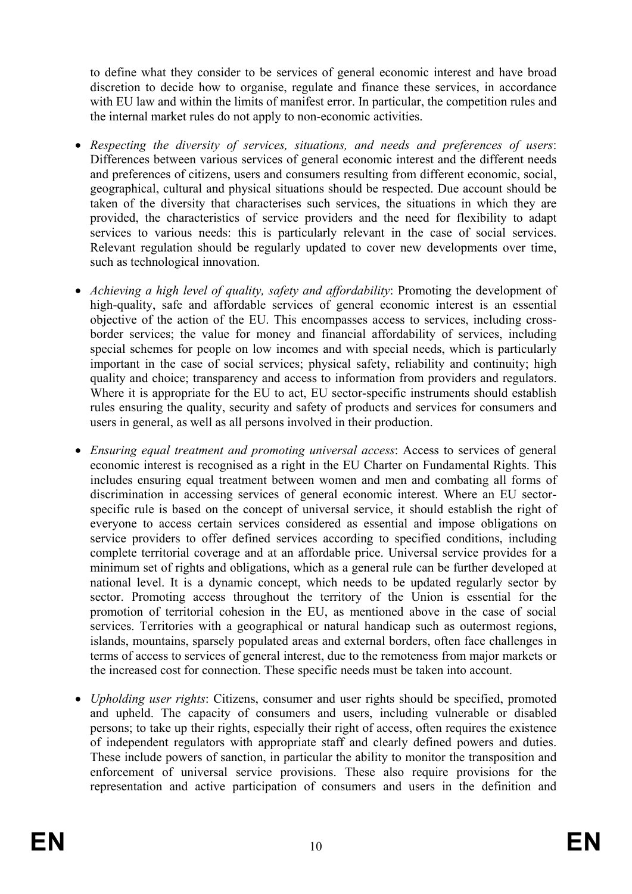to define what they consider to be services of general economic interest and have broad discretion to decide how to organise, regulate and finance these services, in accordance with EU law and within the limits of manifest error. In particular, the competition rules and the internal market rules do not apply to non-economic activities.

- *Respecting the diversity of services, situations, and needs and preferences of users*: Differences between various services of general economic interest and the different needs and preferences of citizens, users and consumers resulting from different economic, social, geographical, cultural and physical situations should be respected. Due account should be taken of the diversity that characterises such services, the situations in which they are provided, the characteristics of service providers and the need for flexibility to adapt services to various needs: this is particularly relevant in the case of social services. Relevant regulation should be regularly updated to cover new developments over time, such as technological innovation.

- *Achieving a high level of quality, safety and affordability*: Promoting the development of high-quality, safe and affordable services of general economic interest is an essential objective of the action of the EU. This encompasses access to services, including cross-border services; the value for money and financial affordability of services, including special schemes for people on low incomes and with special needs, which is particularly important in the case of social services; physical safety, reliability and continuity; high quality and choice; transparency and access to information from providers and regulators. Where it is appropriate for the EU to act, EU sector-specific instruments should establish rules ensuring the quality, security and safety of products and services for consumers and users in general, as well as all persons involved in their production.

- *Ensuring equal treatment and promoting universal access*: Access to services of general economic interest is recognised as a right in the EU Charter on Fundamental Rights. This includes ensuring equal treatment between women and men and combating all forms of discrimination in accessing services of general economic interest. Where an EU sector-specific rule is based on the concept of universal service, it should establish the right of everyone to access certain services considered as essential and impose obligations on service providers to offer defined services according to specified conditions, including complete territorial coverage and at an affordable price. Universal service provides for a minimum set of rights and obligations, which as a general rule can be further developed at national level. It is a dynamic concept, which needs to be updated regularly sector by sector. Promoting access throughout the territory of the Union is essential for the promotion of territorial cohesion in the EU, as mentioned above in the case of social services. Territories with a geographical or natural handicap such as outermost regions, islands, mountains, sparsely populated areas and external borders, often face challenges in terms of access to services of general interest, due to the remoteness from major markets or the increased cost for connection. These specific needs must be taken into account.

- *Upholding user rights*: Citizens, consumer and user rights should be specified, promoted and upheld. The capacity of consumers and users, including vulnerable or disabled persons; to take up their rights, especially their right of access, often requires the existence of independent regulators with appropriate staff and clearly defined powers and duties. These include powers of sanction, in particular the ability to monitor the transposition and enforcement of universal service provisions. These also require provisions for the representation and active participation of consumers and users in the definition and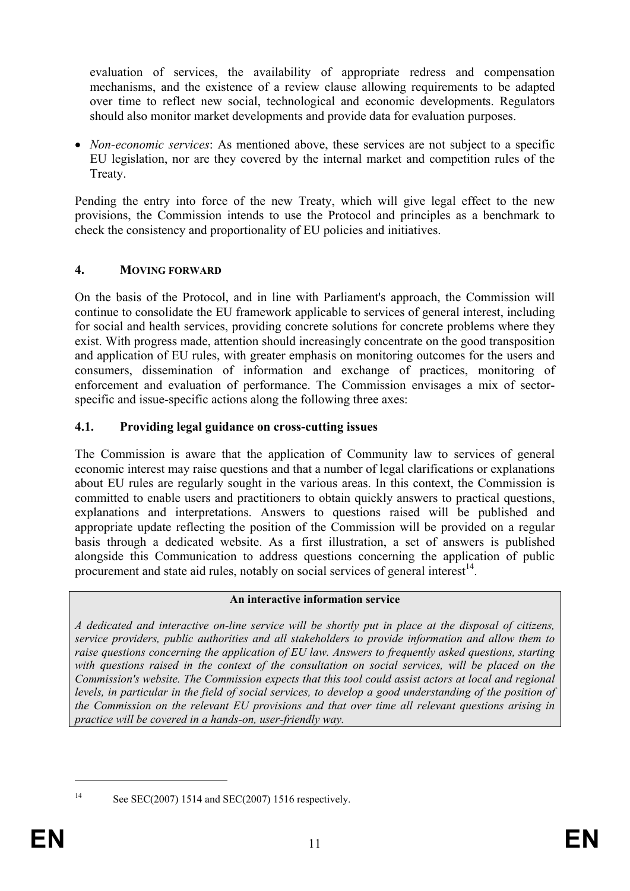evaluation of services, the availability of appropriate redress and compensation mechanisms, and the existence of a review clause allowing requirements to be adapted over time to reflect new social, technological and economic developments. Regulators should also monitor market developments and provide data for evaluation purposes.

- *Non-economic services*: As mentioned above, these services are not subject to a specific EU legislation, nor are they covered by the internal market and competition rules of the Treaty.

Pending the entry into force of the new Treaty, which will give legal effect to the new provisions, the Commission intends to use the Protocol and principles as a benchmark to check the consistency and proportionality of EU policies and initiatives.

## 4. MOVING FORWARD

On the basis of the Protocol, and in line with Parliament's approach, the Commission will continue to consolidate the EU framework applicable to services of general interest, including for social and health services, providing concrete solutions for concrete problems where they exist. With progress made, attention should increasingly concentrate on the good transposition and application of EU rules, with greater emphasis on monitoring outcomes for the users and consumers, dissemination of information and exchange of practices, monitoring of enforcement and evaluation of performance. The Commission envisages a mix of sector-specific and issue-specific actions along the following three axes:

### 4.1. Providing legal guidance on cross-cutting issues

The Commission is aware that the application of Community law to services of general economic interest may raise questions and that a number of legal clarifications or explanations about EU rules are regularly sought in the various areas. In this context, the Commission is committed to enable users and practitioners to obtain quickly answers to practical questions, explanations and interpretations. Answers to questions raised will be published and appropriate update reflecting the position of the Commission will be provided on a regular basis through a dedicated website. As a first illustration, a set of answers is published alongside this Communication to address questions concerning the application of public procurement and state aid rules, notably on social services of general interest[14].

**An interactive information service**

*A dedicated and interactive on-line service will be shortly put in place at the disposal of citizens, service providers, public authorities and all stakeholders to provide information and allow them to raise questions concerning the application of EU law. Answers to frequently asked questions, starting with questions raised in the context of the consultation on social services, will be placed on the Commission's website. The Commission expects that this tool could assist actors at local and regional levels, in particular in the field of social services, to develop a good understanding of the position of the Commission on the relevant EU provisions and that over time all relevant questions arising in practice will be covered in a hands-on, user-friendly way.*

[14] See SEC(2007) 1514 and SEC(2007) 1516 respectively.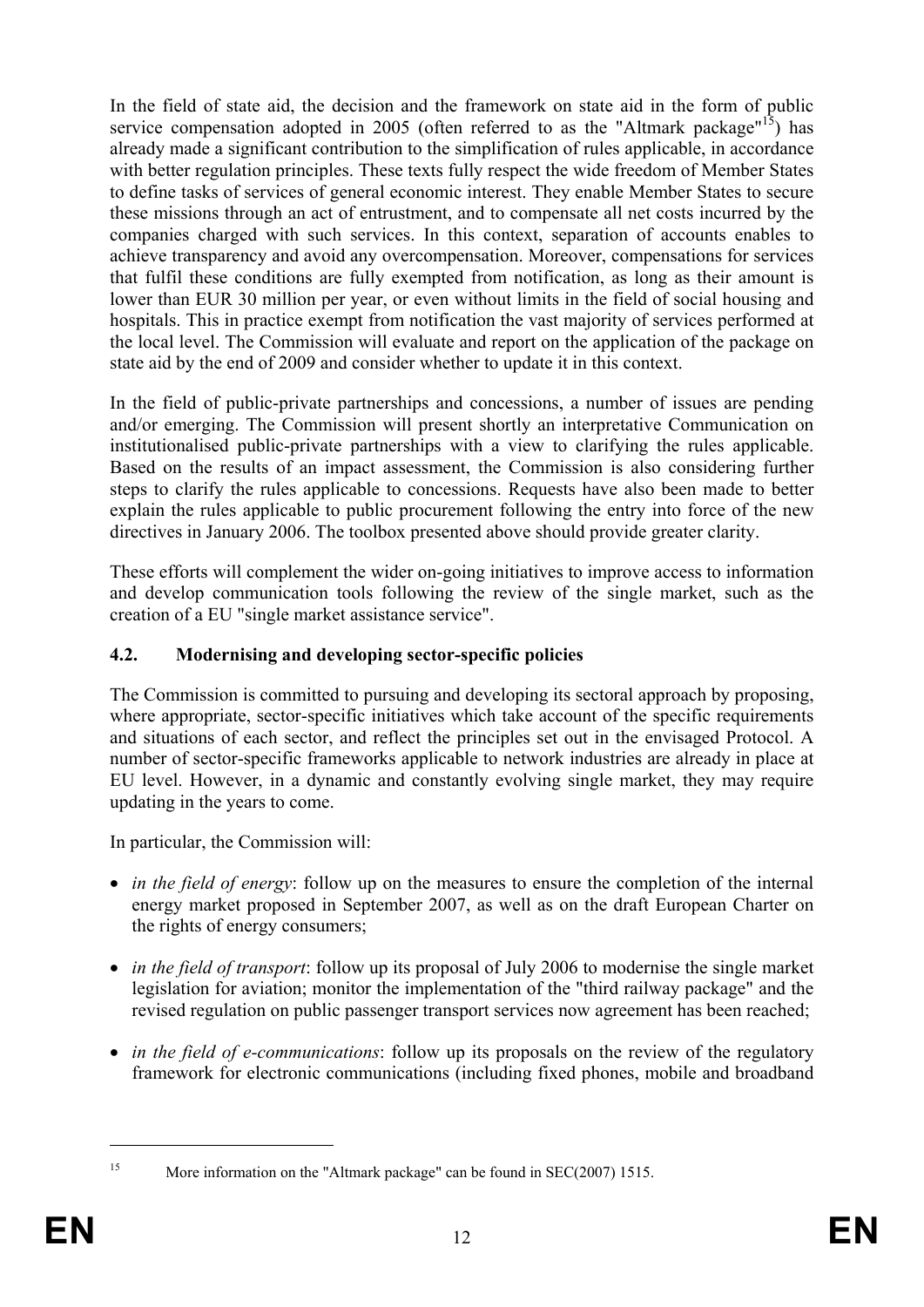In the field of state aid, the decision and the framework on state aid in the form of public service compensation adopted in 2005 (often referred to as the "Altmark package"[15]) has already made a significant contribution to the simplification of rules applicable, in accordance with better regulation principles. These texts fully respect the wide freedom of Member States to define tasks of services of general economic interest. They enable Member States to secure these missions through an act of entrustment, and to compensate all net costs incurred by the companies charged with such services. In this context, separation of accounts enables to achieve transparency and avoid any overcompensation. Moreover, compensations for services that fulfil these conditions are fully exempted from notification, as long as their amount is lower than EUR 30 million per year, or even without limits in the field of social housing and hospitals. This in practice exempt from notification the vast majority of services performed at the local level. The Commission will evaluate and report on the application of the package on state aid by the end of 2009 and consider whether to update it in this context.

In the field of public-private partnerships and concessions, a number of issues are pending and/or emerging. The Commission will present shortly an interpretative Communication on institutionalised public-private partnerships with a view to clarifying the rules applicable. Based on the results of an impact assessment, the Commission is also considering further steps to clarify the rules applicable to concessions. Requests have also been made to better explain the rules applicable to public procurement following the entry into force of the new directives in January 2006. The toolbox presented above should provide greater clarity.

These efforts will complement the wider on-going initiatives to improve access to information and develop communication tools following the review of the single market, such as the creation of a EU "single market assistance service".

### 4.2. Modernising and developing sector-specific policies

The Commission is committed to pursuing and developing its sectoral approach by proposing, where appropriate, sector-specific initiatives which take account of the specific requirements and situations of each sector, and reflect the principles set out in the envisaged Protocol. A number of sector-specific frameworks applicable to network industries are already in place at EU level. However, in a dynamic and constantly evolving single market, they may require updating in the years to come.

In particular, the Commission will:

- *in the field of energy*: follow up on the measures to ensure the completion of the internal energy market proposed in September 2007, as well as on the draft European Charter on the rights of energy consumers;
- *in the field of transport*: follow up its proposal of July 2006 to modernise the single market legislation for aviation; monitor the implementation of the "third railway package" and the revised regulation on public passenger transport services now agreement has been reached;
- *in the field of e-communications*: follow up its proposals on the review of the regulatory framework for electronic communications (including fixed phones, mobile and broadband

[15] More information on the "Altmark package" can be found in SEC(2007) 1515.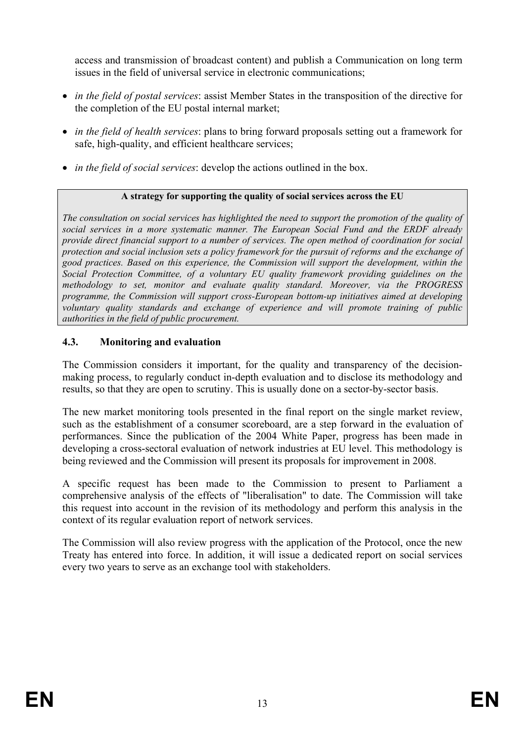access and transmission of broadcast content) and publish a Communication on long term issues in the field of universal service in electronic communications;

- *in the field of postal services*: assist Member States in the transposition of the directive for the completion of the EU postal internal market;
- *in the field of health services*: plans to bring forward proposals setting out a framework for safe, high-quality, and efficient healthcare services;
- *in the field of social services*: develop the actions outlined in the box.

**A strategy for supporting the quality of social services across the EU**

*The consultation on social services has highlighted the need to support the promotion of the quality of social services in a more systematic manner. The European Social Fund and the ERDF already provide direct financial support to a number of services. The open method of coordination for social protection and social inclusion sets a policy framework for the pursuit of reforms and the exchange of good practices. Based on this experience, the Commission will support the development, within the Social Protection Committee, of a voluntary EU quality framework providing guidelines on the methodology to set, monitor and evaluate quality standard. Moreover, via the PROGRESS programme, the Commission will support cross-European bottom-up initiatives aimed at developing voluntary quality standards and exchange of experience and will promote training of public authorities in the field of public procurement.*

### 4.3. Monitoring and evaluation

The Commission considers it important, for the quality and transparency of the decision-making process, to regularly conduct in-depth evaluation and to disclose its methodology and results, so that they are open to scrutiny. This is usually done on a sector-by-sector basis.

The new market monitoring tools presented in the final report on the single market review, such as the establishment of a consumer scoreboard, are a step forward in the evaluation of performances. Since the publication of the 2004 White Paper, progress has been made in developing a cross-sectoral evaluation of network industries at EU level. This methodology is being reviewed and the Commission will present its proposals for improvement in 2008.

A specific request has been made to the Commission to present to Parliament a comprehensive analysis of the effects of "liberalisation" to date. The Commission will take this request into account in the revision of its methodology and perform this analysis in the context of its regular evaluation report of network services.

The Commission will also review progress with the application of the Protocol, once the new Treaty has entered into force. In addition, it will issue a dedicated report on social services every two years to serve as an exchange tool with stakeholders.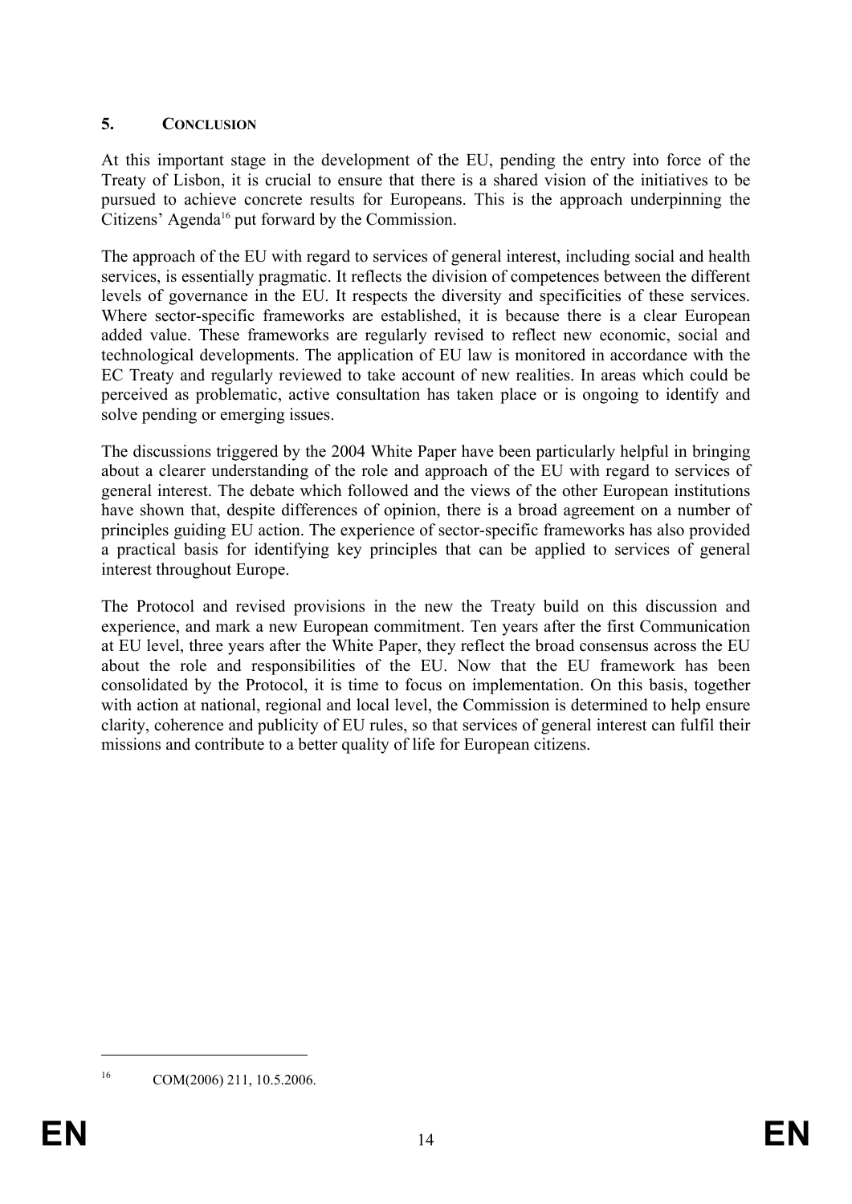## 5. CONCLUSION

At this important stage in the development of the EU, pending the entry into force of the Treaty of Lisbon, it is crucial to ensure that there is a shared vision of the initiatives to be pursued to achieve concrete results for Europeans. This is the approach underpinning the Citizens' Agenda[16] put forward by the Commission.

The approach of the EU with regard to services of general interest, including social and health services, is essentially pragmatic. It reflects the division of competences between the different levels of governance in the EU. It respects the diversity and specificities of these services. Where sector-specific frameworks are established, it is because there is a clear European added value. These frameworks are regularly revised to reflect new economic, social and technological developments. The application of EU law is monitored in accordance with the EC Treaty and regularly reviewed to take account of new realities. In areas which could be perceived as problematic, active consultation has taken place or is ongoing to identify and solve pending or emerging issues.

The discussions triggered by the 2004 White Paper have been particularly helpful in bringing about a clearer understanding of the role and approach of the EU with regard to services of general interest. The debate which followed and the views of the other European institutions have shown that, despite differences of opinion, there is a broad agreement on a number of principles guiding EU action. The experience of sector-specific frameworks has also provided a practical basis for identifying key principles that can be applied to services of general interest throughout Europe.

The Protocol and revised provisions in the new the Treaty build on this discussion and experience, and mark a new European commitment. Ten years after the first Communication at EU level, three years after the White Paper, they reflect the broad consensus across the EU about the role and responsibilities of the EU. Now that the EU framework has been consolidated by the Protocol, it is time to focus on implementation. On this basis, together with action at national, regional and local level, the Commission is determined to help ensure clarity, coherence and publicity of EU rules, so that services of general interest can fulfil their missions and contribute to a better quality of life for European citizens.

---

[16] COM(2006) 211, 10.5.2006.